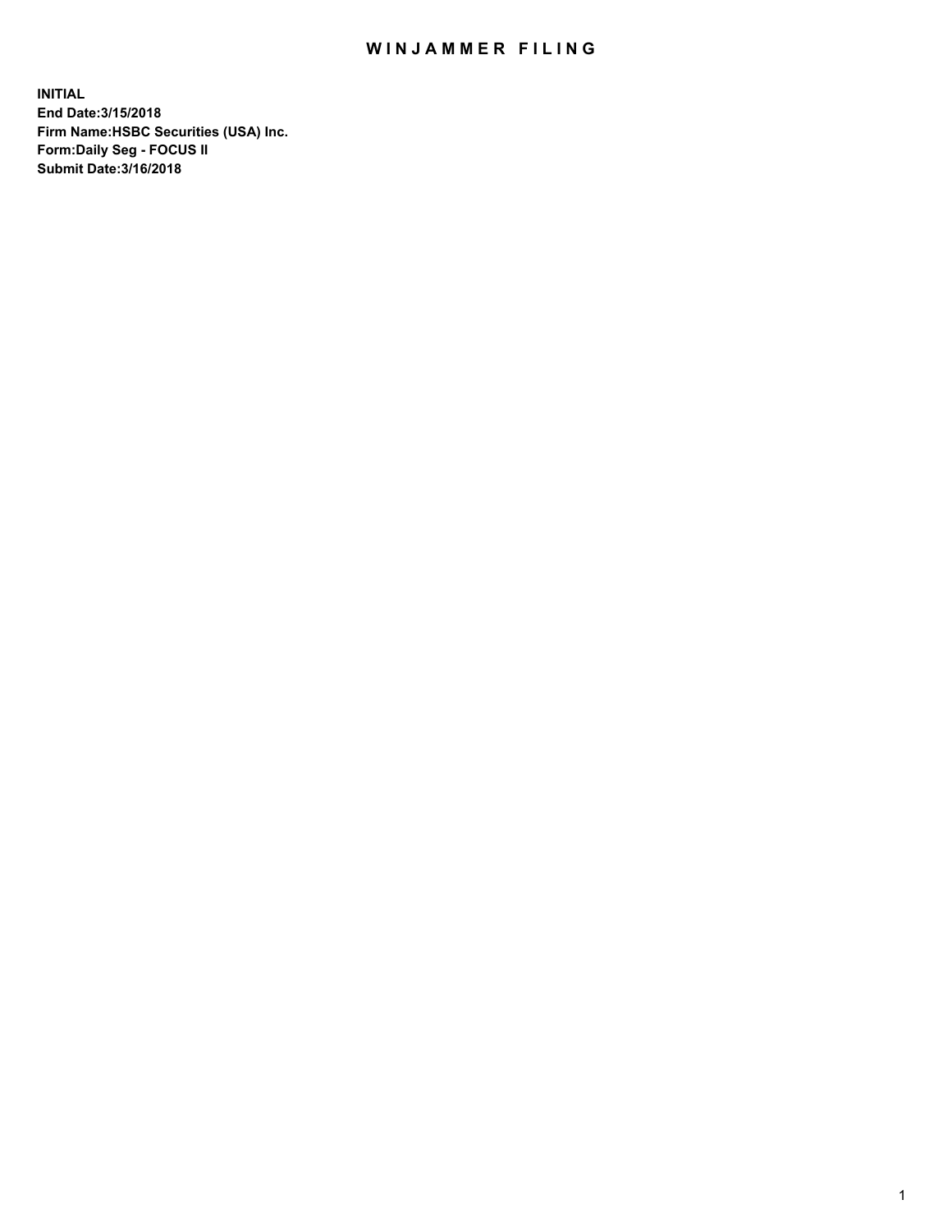# WINJAMMER FILING

**INITIAL**
**End Date:3/15/2018**
**Firm Name:HSBC Securities (USA) Inc.**
**Form:Daily Seg - FOCUS II**
**Submit Date:3/16/2018**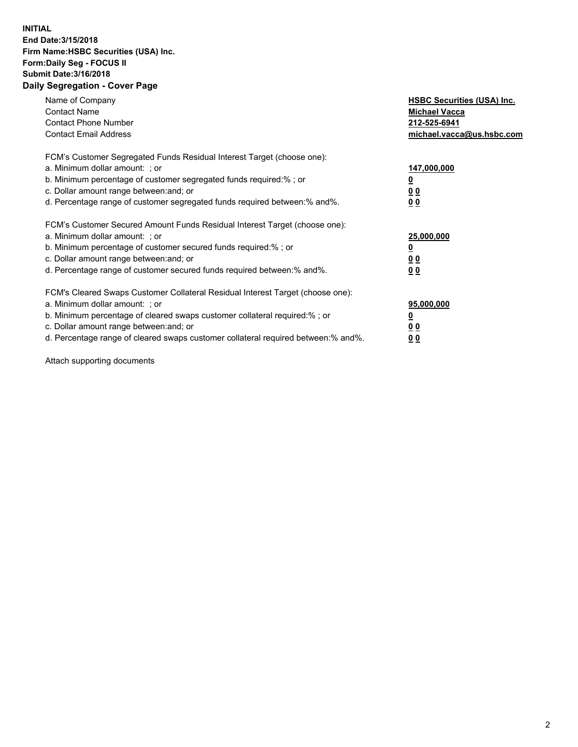**INITIAL**
**End Date:3/15/2018**
**Firm Name:HSBC Securities (USA) Inc.**
**Form:Daily Seg - FOCUS II**
**Submit Date:3/16/2018**
**Daily Segregation - Cover Page**

| | |
|---|---|
| Name of Company | **HSBC Securities (USA) Inc.** |
| Contact Name | **Michael Vacca** |
| Contact Phone Number | **212-525-6941** |
| Contact Email Address | **michael.vacca@us.hsbc.com** |

FCM's Customer Segregated Funds Residual Interest Target (choose one):

| | |
|---|---|
| a. Minimum dollar amount: ; or | **147,000,000** |
| b. Minimum percentage of customer segregated funds required:% ; or | **0** |
| c. Dollar amount range between:and; or | **0 0** |
| d. Percentage range of customer segregated funds required between:% and%. | **0 0** |

FCM's Customer Secured Amount Funds Residual Interest Target (choose one):

| | |
|---|---|
| a. Minimum dollar amount: ; or | **25,000,000** |
| b. Minimum percentage of customer secured funds required:% ; or | **0** |
| c. Dollar amount range between:and; or | **0 0** |
| d. Percentage range of customer secured funds required between:% and%. | **0 0** |

FCM's Cleared Swaps Customer Collateral Residual Interest Target (choose one):

| | |
|---|---|
| a. Minimum dollar amount: ; or | **95,000,000** |
| b. Minimum percentage of cleared swaps customer collateral required:% ; or | **0** |
| c. Dollar amount range between:and; or | **0 0** |
| d. Percentage range of cleared swaps customer collateral required between:% and%. | **0 0** |

Attach supporting documents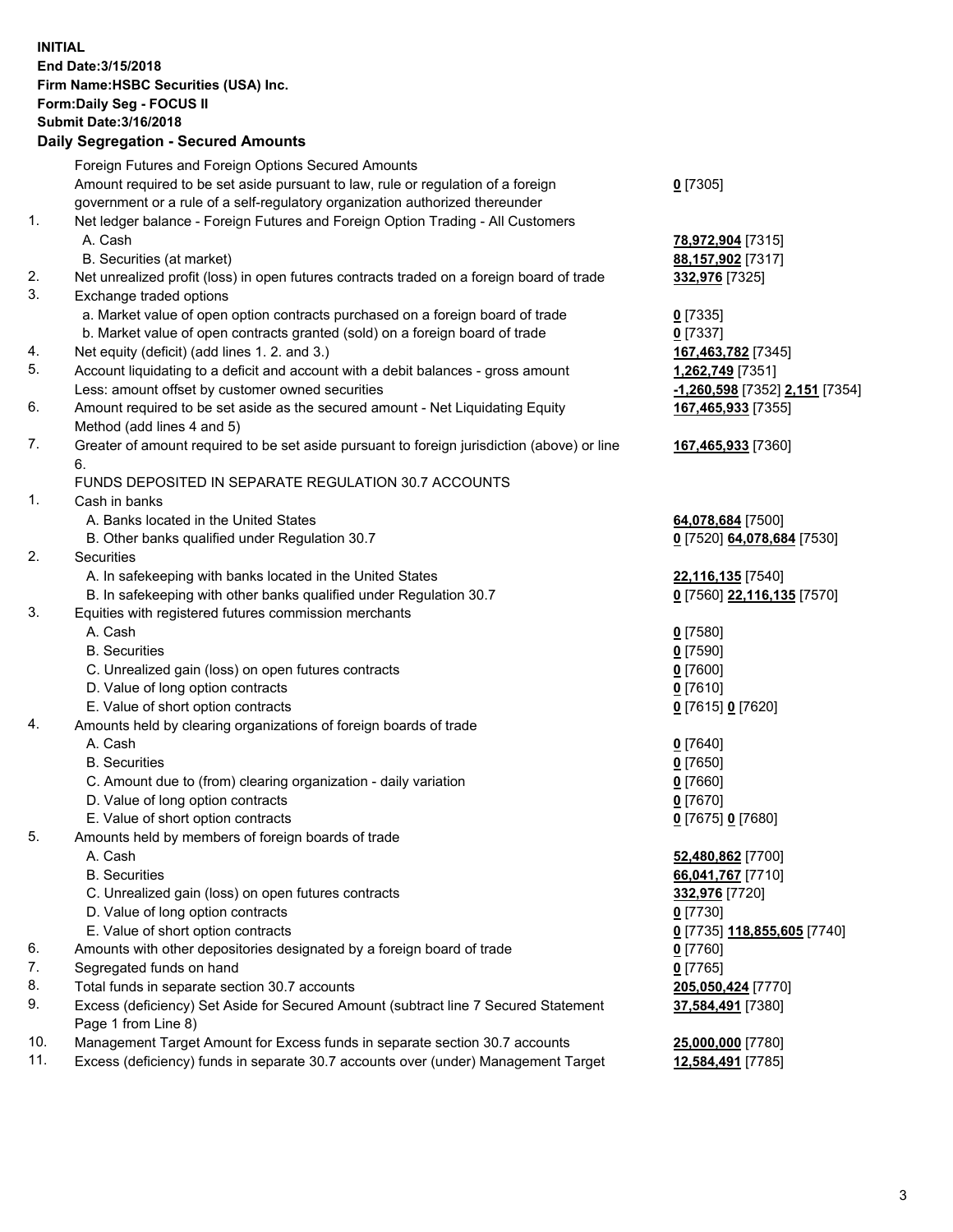**INITIAL**
**End Date:3/15/2018**
**Firm Name:HSBC Securities (USA) Inc.**
**Form:Daily Seg - FOCUS II**
**Submit Date:3/16/2018**

**Daily Segregation - Secured Amounts**

| | | |
|---|---|---|
| | Foreign Futures and Foreign Options Secured Amounts | |
| | Amount required to be set aside pursuant to law, rule or regulation of a foreign government or a rule of a self-regulatory organization authorized thereunder | **0** [7305] |
| 1. | Net ledger balance - Foreign Futures and Foreign Option Trading - All Customers | |
| | A. Cash | **78,972,904** [7315] |
| | B. Securities (at market) | **88,157,902** [7317] |
| 2. | Net unrealized profit (loss) in open futures contracts traded on a foreign board of trade | **332,976** [7325] |
| 3. | Exchange traded options | |
| | a. Market value of open option contracts purchased on a foreign board of trade | **0** [7335] |
| | b. Market value of open contracts granted (sold) on a foreign board of trade | **0** [7337] |
| 4. | Net equity (deficit) (add lines 1. 2. and 3.) | **167,463,782** [7345] |
| 5. | Account liquidating to a deficit and account with a debit balances - gross amount | **1,262,749** [7351] |
| | Less: amount offset by customer owned securities | **-1,260,598** [7352] **2,151** [7354] |
| 6. | Amount required to be set aside as the secured amount - Net Liquidating Equity Method (add lines 4 and 5) | **167,465,933** [7355] |
| 7. | Greater of amount required to be set aside pursuant to foreign jurisdiction (above) or line 6. | **167,465,933** [7360] |
| | FUNDS DEPOSITED IN SEPARATE REGULATION 30.7 ACCOUNTS | |
| 1. | Cash in banks | |
| | A. Banks located in the United States | **64,078,684** [7500] |
| | B. Other banks qualified under Regulation 30.7 | **0** [7520] **64,078,684** [7530] |
| 2. | Securities | |
| | A. In safekeeping with banks located in the United States | **22,116,135** [7540] |
| | B. In safekeeping with other banks qualified under Regulation 30.7 | **0** [7560] **22,116,135** [7570] |
| 3. | Equities with registered futures commission merchants | |
| | A. Cash | **0** [7580] |
| | B. Securities | **0** [7590] |
| | C. Unrealized gain (loss) on open futures contracts | **0** [7600] |
| | D. Value of long option contracts | **0** [7610] |
| | E. Value of short option contracts | **0** [7615] **0** [7620] |
| 4. | Amounts held by clearing organizations of foreign boards of trade | |
| | A. Cash | **0** [7640] |
| | B. Securities | **0** [7650] |
| | C. Amount due to (from) clearing organization - daily variation | **0** [7660] |
| | D. Value of long option contracts | **0** [7670] |
| | E. Value of short option contracts | **0** [7675] **0** [7680] |
| 5. | Amounts held by members of foreign boards of trade | |
| | A. Cash | **52,480,862** [7700] |
| | B. Securities | **66,041,767** [7710] |
| | C. Unrealized gain (loss) on open futures contracts | **332,976** [7720] |
| | D. Value of long option contracts | **0** [7730] |
| | E. Value of short option contracts | **0** [7735] **118,855,605** [7740] |
| 6. | Amounts with other depositories designated by a foreign board of trade | **0** [7760] |
| 7. | Segregated funds on hand | **0** [7765] |
| 8. | Total funds in separate section 30.7 accounts | **205,050,424** [7770] |
| 9. | Excess (deficiency) Set Aside for Secured Amount (subtract line 7 Secured Statement Page 1 from Line 8) | **37,584,491** [7380] |
| 10. | Management Target Amount for Excess funds in separate section 30.7 accounts | **25,000,000** [7780] |
| 11. | Excess (deficiency) funds in separate 30.7 accounts over (under) Management Target | **12,584,491** [7785] |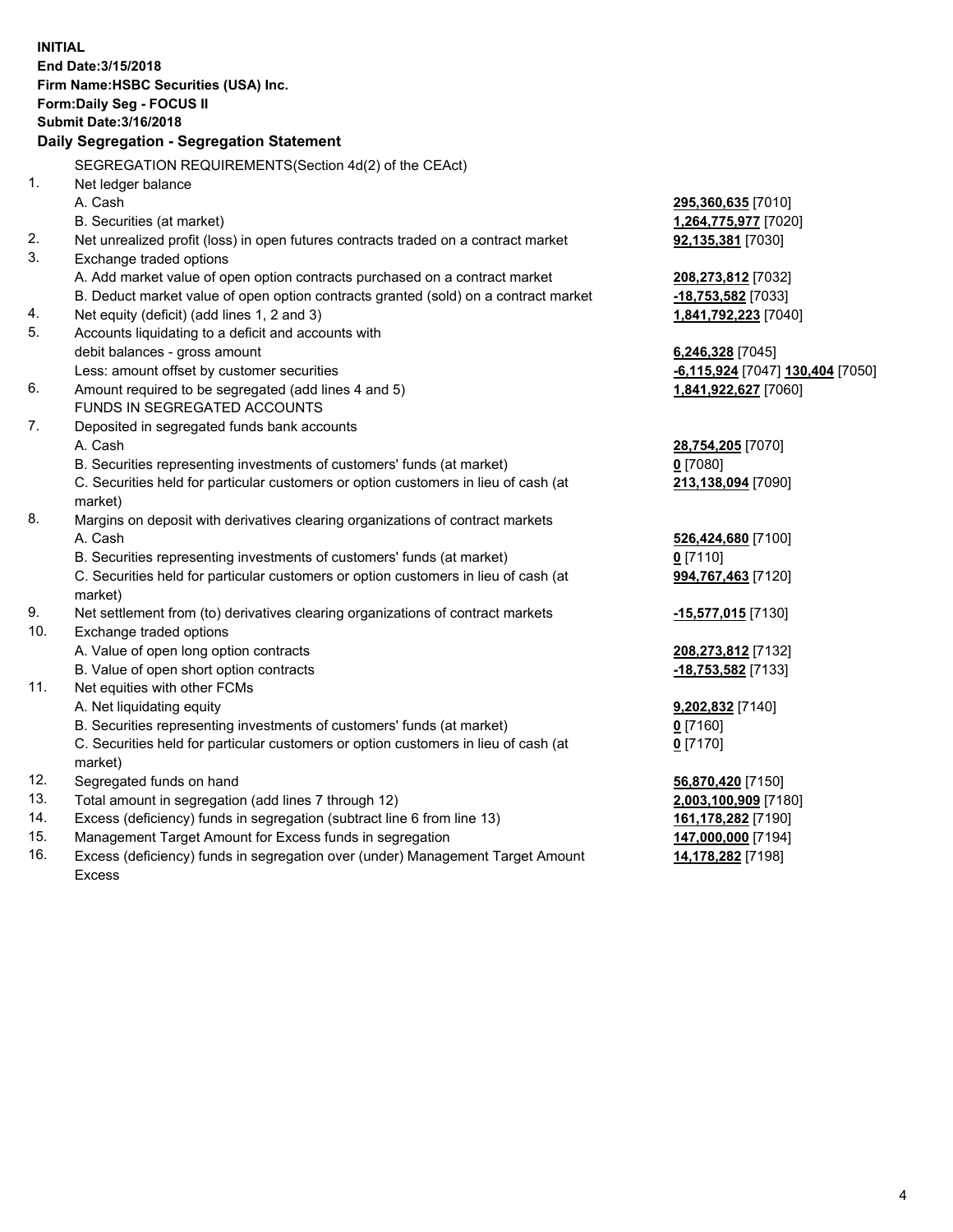**INITIAL**
**End Date:3/15/2018**
**Firm Name:HSBC Securities (USA) Inc.**
**Form:Daily Seg - FOCUS II**
**Submit Date:3/16/2018**

### Daily Segregation - Segregation Statement

| | | |
|---|---|---|
| | SEGREGATION REQUIREMENTS(Section 4d(2) of the CEAct) | |
| 1. | Net ledger balance | |
| | A. Cash | **295,360,635** [7010] |
| | B. Securities (at market) | **1,264,775,977** [7020] |
| 2. | Net unrealized profit (loss) in open futures contracts traded on a contract market | **92,135,381** [7030] |
| 3. | Exchange traded options | |
| | A. Add market value of open option contracts purchased on a contract market | **208,273,812** [7032] |
| | B. Deduct market value of open option contracts granted (sold) on a contract market | **-18,753,582** [7033] |
| 4. | Net equity (deficit) (add lines 1, 2 and 3) | **1,841,792,223** [7040] |
| 5. | Accounts liquidating to a deficit and accounts with debit balances - gross amount | **6,246,328** [7045] |
| | Less: amount offset by customer securities | **-6,115,924** [7047] **130,404** [7050] |
| 6. | Amount required to be segregated (add lines 4 and 5) | **1,841,922,627** [7060] |
| | FUNDS IN SEGREGATED ACCOUNTS | |
| 7. | Deposited in segregated funds bank accounts | |
| | A. Cash | **28,754,205** [7070] |
| | B. Securities representing investments of customers' funds (at market) | **0** [7080] |
| | C. Securities held for particular customers or option customers in lieu of cash (at market) | **213,138,094** [7090] |
| 8. | Margins on deposit with derivatives clearing organizations of contract markets | |
| | A. Cash | **526,424,680** [7100] |
| | B. Securities representing investments of customers' funds (at market) | **0** [7110] |
| | C. Securities held for particular customers or option customers in lieu of cash (at market) | **994,767,463** [7120] |
| 9. | Net settlement from (to) derivatives clearing organizations of contract markets | **-15,577,015** [7130] |
| 10. | Exchange traded options | |
| | A. Value of open long option contracts | **208,273,812** [7132] |
| | B. Value of open short option contracts | **-18,753,582** [7133] |
| 11. | Net equities with other FCMs | |
| | A. Net liquidating equity | **9,202,832** [7140] |
| | B. Securities representing investments of customers' funds (at market) | **0** [7160] |
| | C. Securities held for particular customers or option customers in lieu of cash (at market) | **0** [7170] |
| 12. | Segregated funds on hand | **56,870,420** [7150] |
| 13. | Total amount in segregation (add lines 7 through 12) | **2,003,100,909** [7180] |
| 14. | Excess (deficiency) funds in segregation (subtract line 6 from line 13) | **161,178,282** [7190] |
| 15. | Management Target Amount for Excess funds in segregation | **147,000,000** [7194] |
| 16. | Excess (deficiency) funds in segregation over (under) Management Target Amount Excess | **14,178,282** [7198] |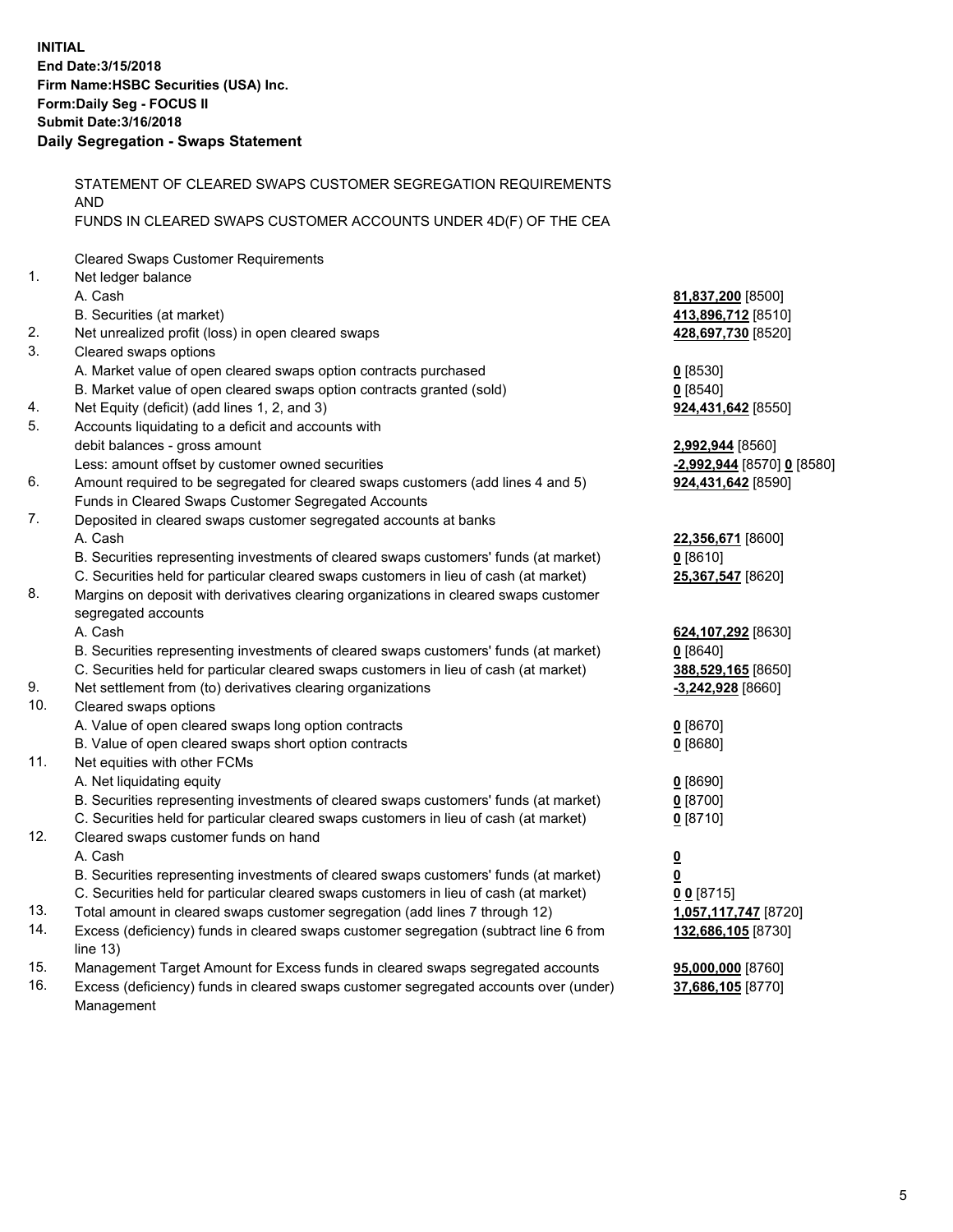**INITIAL**
**End Date:3/15/2018**
**Firm Name:HSBC Securities (USA) Inc.**
**Form:Daily Seg - FOCUS II**
**Submit Date:3/16/2018**
**Daily Segregation - Swaps Statement**

STATEMENT OF CLEARED SWAPS CUSTOMER SEGREGATION REQUIREMENTS AND FUNDS IN CLEARED SWAPS CUSTOMER ACCOUNTS UNDER 4D(F) OF THE CEA

| | | |
|---|---|---|
| | Cleared Swaps Customer Requirements | |
| 1. | Net ledger balance | |
| | A. Cash | **81,837,200** [8500] |
| | B. Securities (at market) | **413,896,712** [8510] |
| 2. | Net unrealized profit (loss) in open cleared swaps | **428,697,730** [8520] |
| 3. | Cleared swaps options | |
| | A. Market value of open cleared swaps option contracts purchased | **0** [8530] |
| | B. Market value of open cleared swaps option contracts granted (sold) | **0** [8540] |
| 4. | Net Equity (deficit) (add lines 1, 2, and 3) | **924,431,642** [8550] |
| 5. | Accounts liquidating to a deficit and accounts with | |
| | debit balances - gross amount | **2,992,944** [8560] |
| | Less: amount offset by customer owned securities | **-2,992,944** [8570] **0** [8580] |
| 6. | Amount required to be segregated for cleared swaps customers (add lines 4 and 5) | **924,431,642** [8590] |
| | Funds in Cleared Swaps Customer Segregated Accounts | |
| 7. | Deposited in cleared swaps customer segregated accounts at banks | |
| | A. Cash | **22,356,671** [8600] |
| | B. Securities representing investments of cleared swaps customers' funds (at market) | **0** [8610] |
| | C. Securities held for particular cleared swaps customers in lieu of cash (at market) | **25,367,547** [8620] |
| 8. | Margins on deposit with derivatives clearing organizations in cleared swaps customer segregated accounts | |
| | A. Cash | **624,107,292** [8630] |
| | B. Securities representing investments of cleared swaps customers' funds (at market) | **0** [8640] |
| | C. Securities held for particular cleared swaps customers in lieu of cash (at market) | **388,529,165** [8650] |
| 9. | Net settlement from (to) derivatives clearing organizations | **-3,242,928** [8660] |
| 10. | Cleared swaps options | |
| | A. Value of open cleared swaps long option contracts | **0** [8670] |
| | B. Value of open cleared swaps short option contracts | **0** [8680] |
| 11. | Net equities with other FCMs | |
| | A. Net liquidating equity | **0** [8690] |
| | B. Securities representing investments of cleared swaps customers' funds (at market) | **0** [8700] |
| | C. Securities held for particular cleared swaps customers in lieu of cash (at market) | **0** [8710] |
| 12. | Cleared swaps customer funds on hand | |
| | A. Cash | **0** |
| | B. Securities representing investments of cleared swaps customers' funds (at market) | **0** |
| | C. Securities held for particular cleared swaps customers in lieu of cash (at market) | **0** **0** [8715] |
| 13. | Total amount in cleared swaps customer segregation (add lines 7 through 12) | **1,057,117,747** [8720] |
| 14. | Excess (deficiency) funds in cleared swaps customer segregation (subtract line 6 from line 13) | **132,686,105** [8730] |
| 15. | Management Target Amount for Excess funds in cleared swaps segregated accounts | **95,000,000** [8760] |
| 16. | Excess (deficiency) funds in cleared swaps customer segregated accounts over (under) Management | **37,686,105** [8770] |